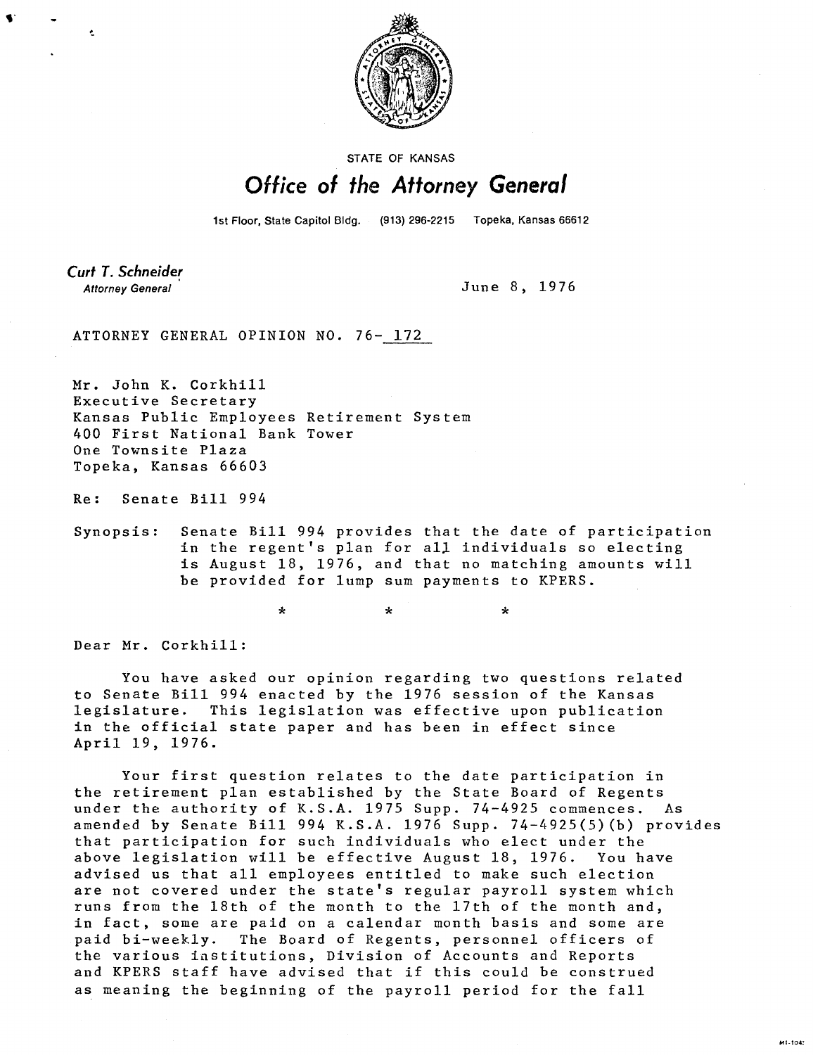STATE OF KANSAS

# *Office of the Attorney General*

1st Floor, State Capitol Bldg. (913) 296-2215 Topeka, Kansas 66612

***Curt T. Schneider***
*Attorney General*

June 8, 1976

ATTORNEY GENERAL OPINION NO. 76-172

Mr. John K. Corkhill
Executive Secretary
Kansas Public Employees Retirement System
400 First National Bank Tower
One Townsite Plaza
Topeka, Kansas 66603

Re: Senate Bill 994

Synopsis: Senate Bill 994 provides that the date of participation in the regent's plan for all individuals so electing is August 18, 1976, and that no matching amounts will be provided for lump sum payments to KPERS.

\* \* \*

Dear Mr. Corkhill:

You have asked our opinion regarding two questions related to Senate Bill 994 enacted by the 1976 session of the Kansas legislature. This legislation was effective upon publication in the official state paper and has been in effect since April 19, 1976.

Your first question relates to the date participation in the retirement plan established by the State Board of Regents under the authority of K.S.A. 1975 Supp. 74-4925 commences. As amended by Senate Bill 994 K.S.A. 1976 Supp. 74-4925(5)(b) provides that participation for such individuals who elect under the above legislation will be effective August 18, 1976. You have advised us that all employees entitled to make such election are not covered under the state's regular payroll system which runs from the 18th of the month to the 17th of the month and, in fact, some are paid on a calendar month basis and some are paid bi-weekly. The Board of Regents, personnel officers of the various institutions, Division of Accounts and Reports and KPERS staff have advised that if this could be construed as meaning the beginning of the payroll period for the fall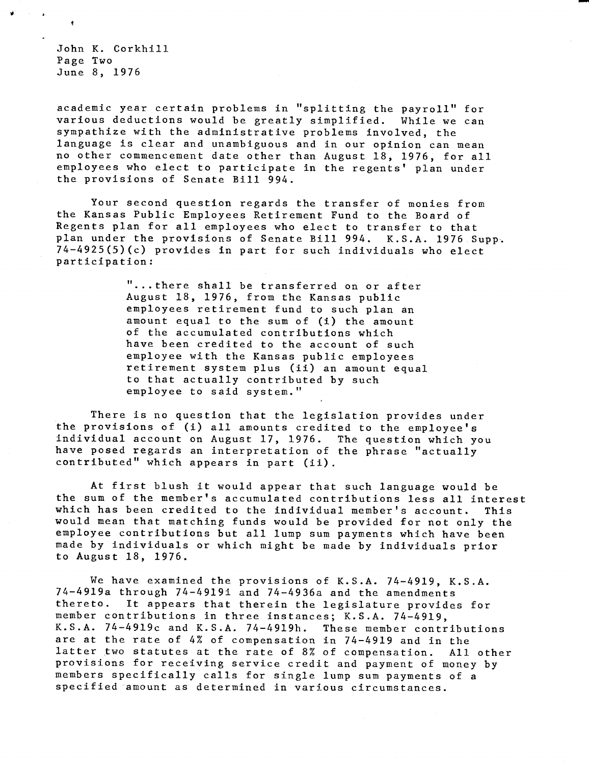academic year certain problems in "splitting the payroll" for various deductions would be greatly simplified. While we can sympathize with the administrative problems involved, the language is clear and unambiguous and in our opinion can mean no other commencement date other than August 18, 1976, for all employees who elect to participate in the regents' plan under the provisions of Senate Bill 994.

Your second question regards the transfer of monies from the Kansas Public Employees Retirement Fund to the Board of Regents plan for all employees who elect to transfer to that plan under the provisions of Senate Bill 994. K.S.A. 1976 Supp. 74-4925(5)(c) provides in part for such individuals who elect participation:

> "...there shall be transferred on or after August 18, 1976, from the Kansas public employees retirement fund to such plan an amount equal to the sum of (i) the amount of the accumulated contributions which have been credited to the account of such employee with the Kansas public employees retirement system plus (ii) an amount equal to that actually contributed by such employee to said system."

There is no question that the legislation provides under the provisions of (i) all amounts credited to the employee's individual account on August 17, 1976. The question which you have posed regards an interpretation of the phrase "actually contributed" which appears in part (ii).

At first blush it would appear that such language would be the sum of the member's accumulated contributions less all interest which has been credited to the individual member's account. This would mean that matching funds would be provided for not only the employee contributions but all lump sum payments which have been made by individuals or which might be made by individuals prior to August 18, 1976.

We have examined the provisions of K.S.A. 74-4919, K.S.A. 74-4919a through 74-4919i and 74-4936a and the amendments thereto. It appears that therein the legislature provides for member contributions in three instances; K.S.A. 74-4919, K.S.A. 74-4919c and K.S.A. 74-4919h. These member contributions are at the rate of 4% of compensation in 74-4919 and in the latter two statutes at the rate of 8% of compensation. All other provisions for receiving service credit and payment of money by members specifically calls for single lump sum payments of a specified amount as determined in various circumstances.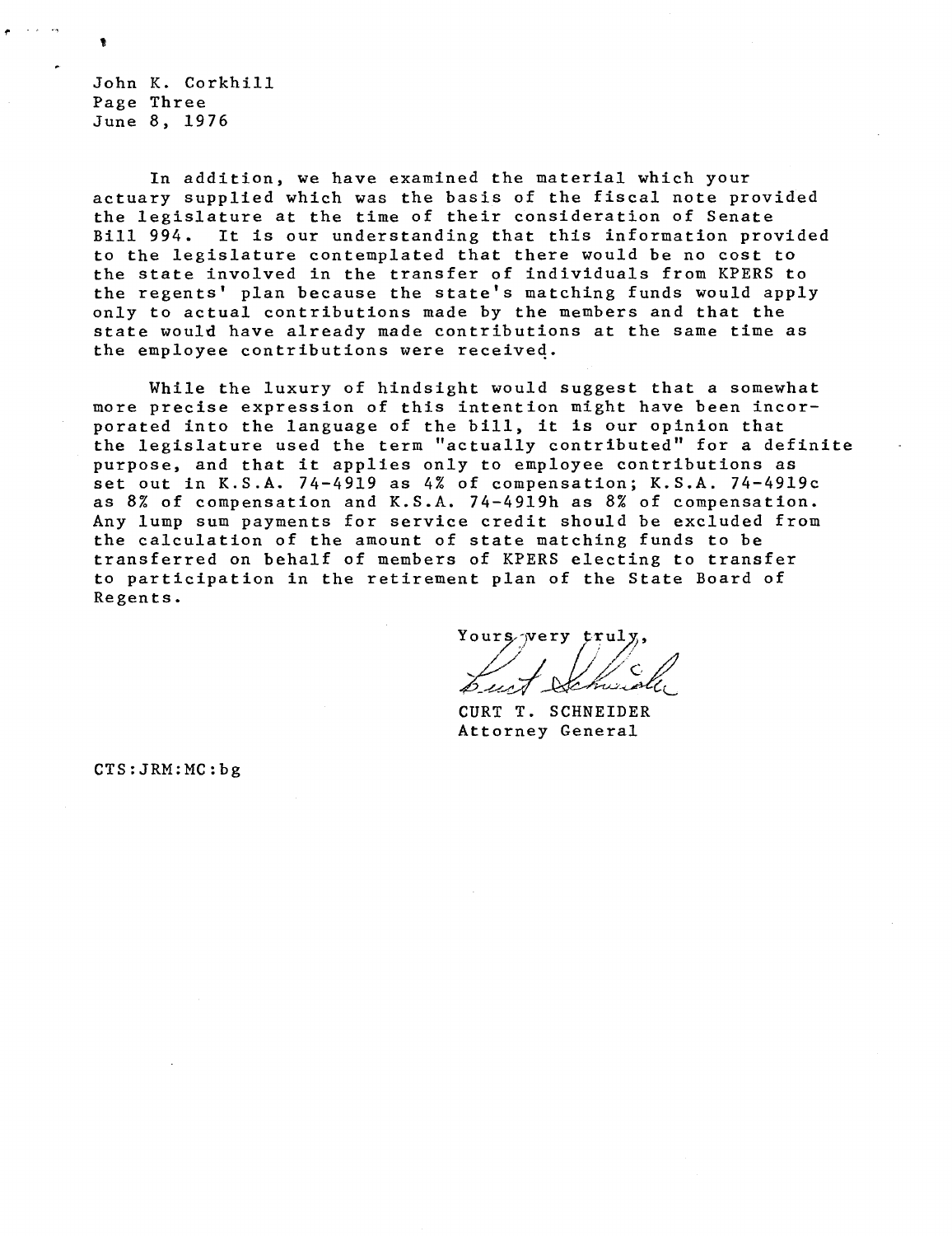John K. Corkhill
Page Three
June 8, 1976

In addition, we have examined the material which your actuary supplied which was the basis of the fiscal note provided the legislature at the time of their consideration of Senate Bill 994. It is our understanding that this information provided to the legislature contemplated that there would be no cost to the state involved in the transfer of individuals from KPERS to the regents' plan because the state's matching funds would apply only to actual contributions made by the members and that the state would have already made contributions at the same time as the employee contributions were received.

While the luxury of hindsight would suggest that a somewhat more precise expression of this intention might have been incorporated into the language of the bill, it is our opinion that the legislature used the term "actually contributed" for a definite purpose, and that it applies only to employee contributions as set out in K.S.A. 74-4919 as 4% of compensation; K.S.A. 74-4919c as 8% of compensation and K.S.A. 74-4919h as 8% of compensation. Any lump sum payments for service credit should be excluded from the calculation of the amount of state matching funds to be transferred on behalf of members of KPERS electing to transfer to participation in the retirement plan of the State Board of Regents.

Yours very truly,

Curt Schneider

CURT T. SCHNEIDER
Attorney General

CTS:JRM:MC:bg